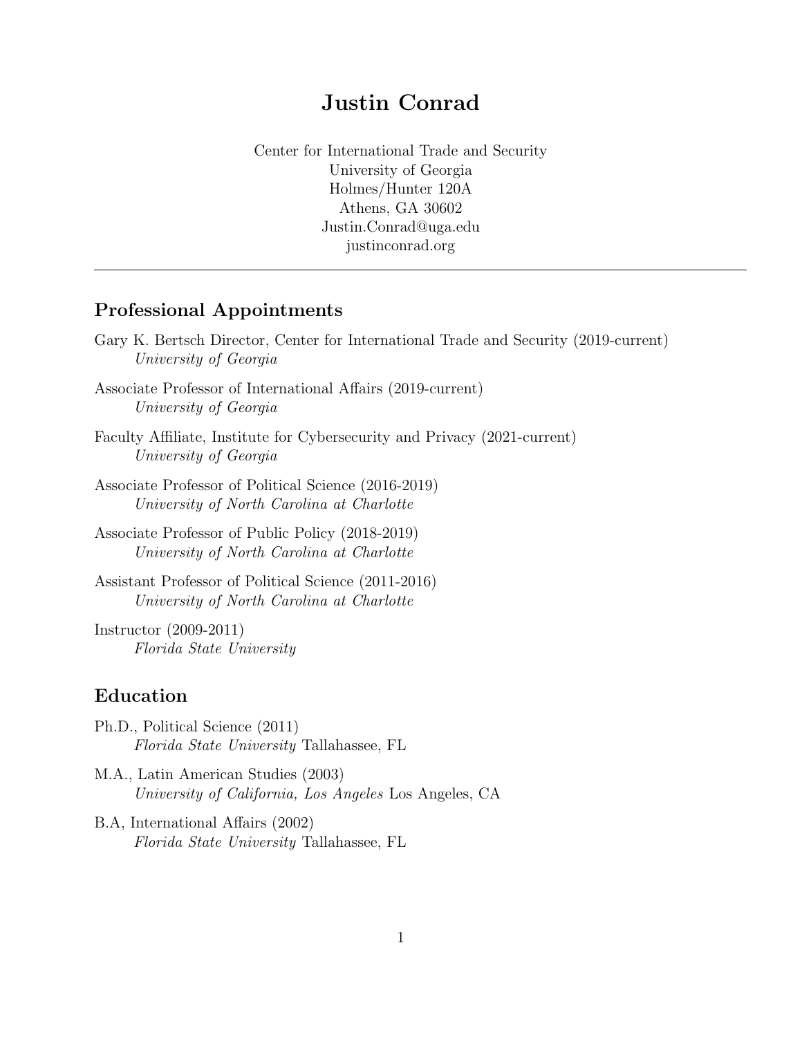# Justin Conrad

Center for International Trade and Security
University of Georgia
Holmes/Hunter 120A
Athens, GA 30602
Justin.Conrad@uga.edu
justinconrad.org

---

## Professional Appointments

Gary K. Bertsch Director, Center for International Trade and Security (2019-current)
*University of Georgia*

Associate Professor of International Affairs (2019-current)
*University of Georgia*

Faculty Affiliate, Institute for Cybersecurity and Privacy (2021-current)
*University of Georgia*

Associate Professor of Political Science (2016-2019)
*University of North Carolina at Charlotte*

Associate Professor of Public Policy (2018-2019)
*University of North Carolina at Charlotte*

Assistant Professor of Political Science (2011-2016)
*University of North Carolina at Charlotte*

Instructor (2009-2011)
*Florida State University*

## Education

Ph.D., Political Science (2011)
*Florida State University* Tallahassee, FL

M.A., Latin American Studies (2003)
*University of California, Los Angeles* Los Angeles, CA

B.A, International Affairs (2002)
*Florida State University* Tallahassee, FL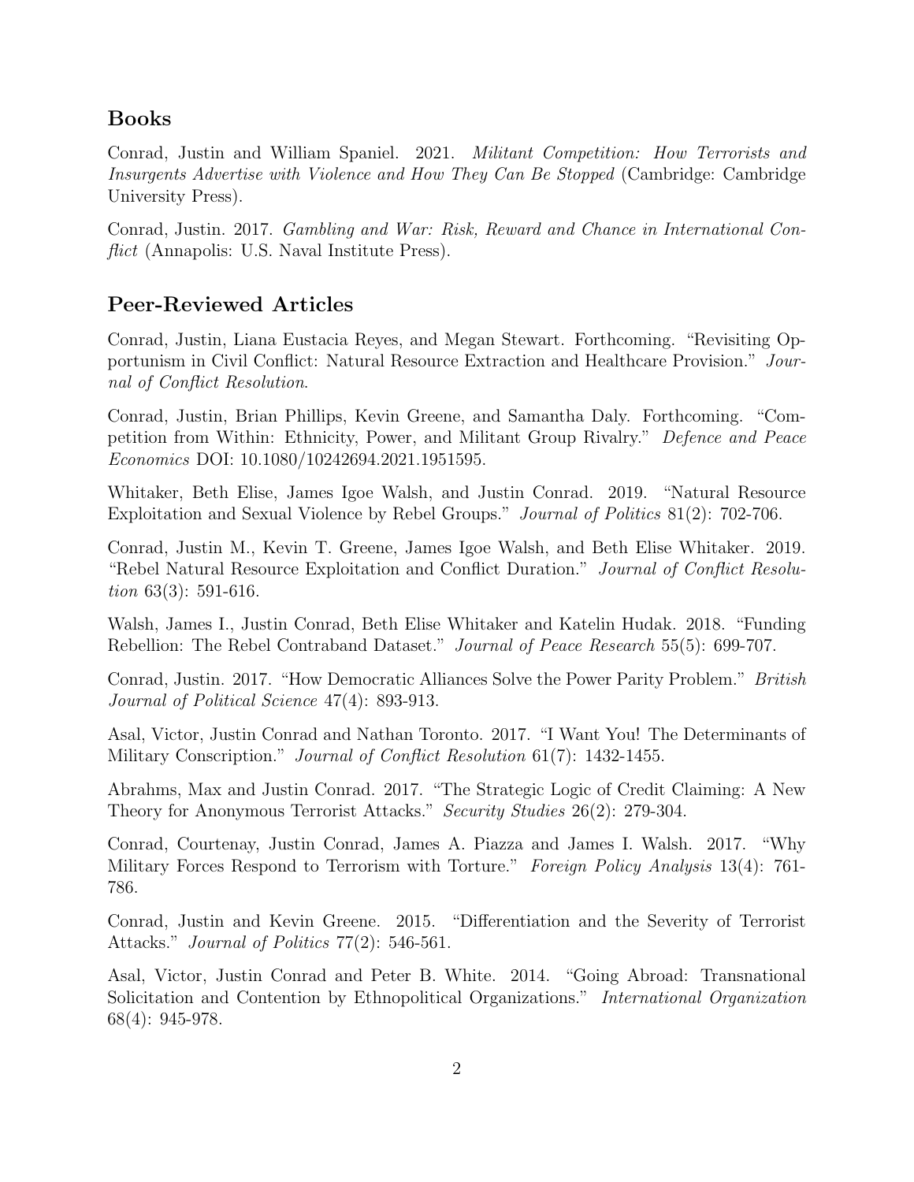## Books

Conrad, Justin and William Spaniel. 2021. *Militant Competition: How Terrorists and Insurgents Advertise with Violence and How They Can Be Stopped* (Cambridge: Cambridge University Press).

Conrad, Justin. 2017. *Gambling and War: Risk, Reward and Chance in International Conflict* (Annapolis: U.S. Naval Institute Press).

## Peer-Reviewed Articles

Conrad, Justin, Liana Eustacia Reyes, and Megan Stewart. Forthcoming. "Revisiting Opportunism in Civil Conflict: Natural Resource Extraction and Healthcare Provision." *Journal of Conflict Resolution*.

Conrad, Justin, Brian Phillips, Kevin Greene, and Samantha Daly. Forthcoming. "Competition from Within: Ethnicity, Power, and Militant Group Rivalry." *Defence and Peace Economics* DOI: 10.1080/10242694.2021.1951595.

Whitaker, Beth Elise, James Igoe Walsh, and Justin Conrad. 2019. "Natural Resource Exploitation and Sexual Violence by Rebel Groups." *Journal of Politics* 81(2): 702-706.

Conrad, Justin M., Kevin T. Greene, James Igoe Walsh, and Beth Elise Whitaker. 2019. "Rebel Natural Resource Exploitation and Conflict Duration." *Journal of Conflict Resolution* 63(3): 591-616.

Walsh, James I., Justin Conrad, Beth Elise Whitaker and Katelin Hudak. 2018. "Funding Rebellion: The Rebel Contraband Dataset." *Journal of Peace Research* 55(5): 699-707.

Conrad, Justin. 2017. "How Democratic Alliances Solve the Power Parity Problem." *British Journal of Political Science* 47(4): 893-913.

Asal, Victor, Justin Conrad and Nathan Toronto. 2017. "I Want You! The Determinants of Military Conscription." *Journal of Conflict Resolution* 61(7): 1432-1455.

Abrahms, Max and Justin Conrad. 2017. "The Strategic Logic of Credit Claiming: A New Theory for Anonymous Terrorist Attacks." *Security Studies* 26(2): 279-304.

Conrad, Courtenay, Justin Conrad, James A. Piazza and James I. Walsh. 2017. "Why Military Forces Respond to Terrorism with Torture." *Foreign Policy Analysis* 13(4): 761-786.

Conrad, Justin and Kevin Greene. 2015. "Differentiation and the Severity of Terrorist Attacks." *Journal of Politics* 77(2): 546-561.

Asal, Victor, Justin Conrad and Peter B. White. 2014. "Going Abroad: Transnational Solicitation and Contention by Ethnopolitical Organizations." *International Organization* 68(4): 945-978.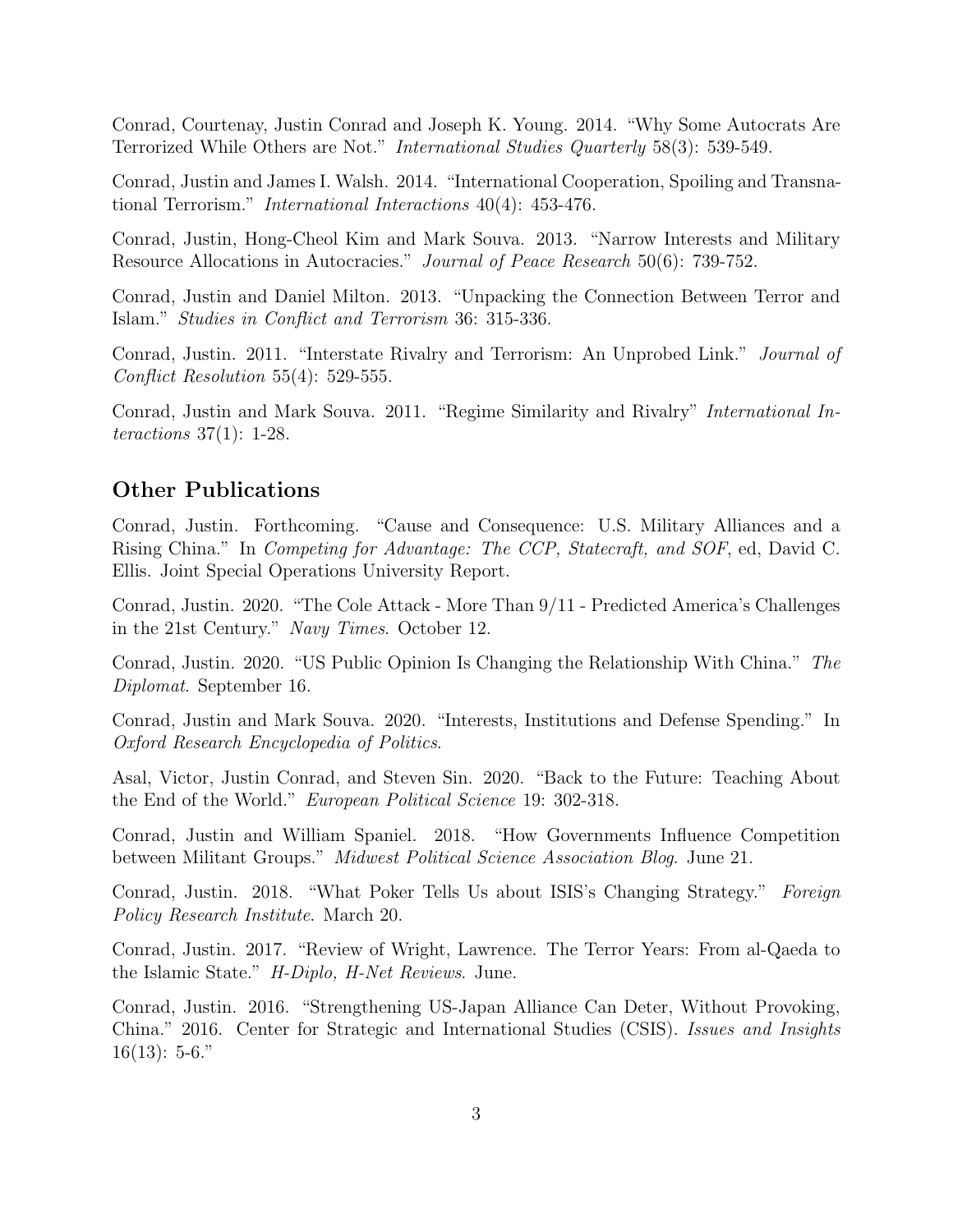Conrad, Courtenay, Justin Conrad and Joseph K. Young. 2014. "Why Some Autocrats Are Terrorized While Others are Not." *International Studies Quarterly* 58(3): 539-549.

Conrad, Justin and James I. Walsh. 2014. "International Cooperation, Spoiling and Transnational Terrorism." *International Interactions* 40(4): 453-476.

Conrad, Justin, Hong-Cheol Kim and Mark Souva. 2013. "Narrow Interests and Military Resource Allocations in Autocracies." *Journal of Peace Research* 50(6): 739-752.

Conrad, Justin and Daniel Milton. 2013. "Unpacking the Connection Between Terror and Islam." *Studies in Conflict and Terrorism* 36: 315-336.

Conrad, Justin. 2011. "Interstate Rivalry and Terrorism: An Unprobed Link." *Journal of Conflict Resolution* 55(4): 529-555.

Conrad, Justin and Mark Souva. 2011. "Regime Similarity and Rivalry" *International Interactions* 37(1): 1-28.

## Other Publications

Conrad, Justin. Forthcoming. "Cause and Consequence: U.S. Military Alliances and a Rising China." In *Competing for Advantage: The CCP, Statecraft, and SOF*, ed, David C. Ellis. Joint Special Operations University Report.

Conrad, Justin. 2020. "The Cole Attack - More Than 9/11 - Predicted America's Challenges in the 21st Century." *Navy Times*. October 12.

Conrad, Justin. 2020. "US Public Opinion Is Changing the Relationship With China." *The Diplomat*. September 16.

Conrad, Justin and Mark Souva. 2020. "Interests, Institutions and Defense Spending." In *Oxford Research Encyclopedia of Politics*.

Asal, Victor, Justin Conrad, and Steven Sin. 2020. "Back to the Future: Teaching About the End of the World." *European Political Science* 19: 302-318.

Conrad, Justin and William Spaniel. 2018. "How Governments Influence Competition between Militant Groups." *Midwest Political Science Association Blog*. June 21.

Conrad, Justin. 2018. "What Poker Tells Us about ISIS's Changing Strategy." *Foreign Policy Research Institute*. March 20.

Conrad, Justin. 2017. "Review of Wright, Lawrence. The Terror Years: From al-Qaeda to the Islamic State." *H-Diplo, H-Net Reviews*. June.

Conrad, Justin. 2016. "Strengthening US-Japan Alliance Can Deter, Without Provoking, China." 2016. Center for Strategic and International Studies (CSIS). *Issues and Insights* 16(13): 5-6."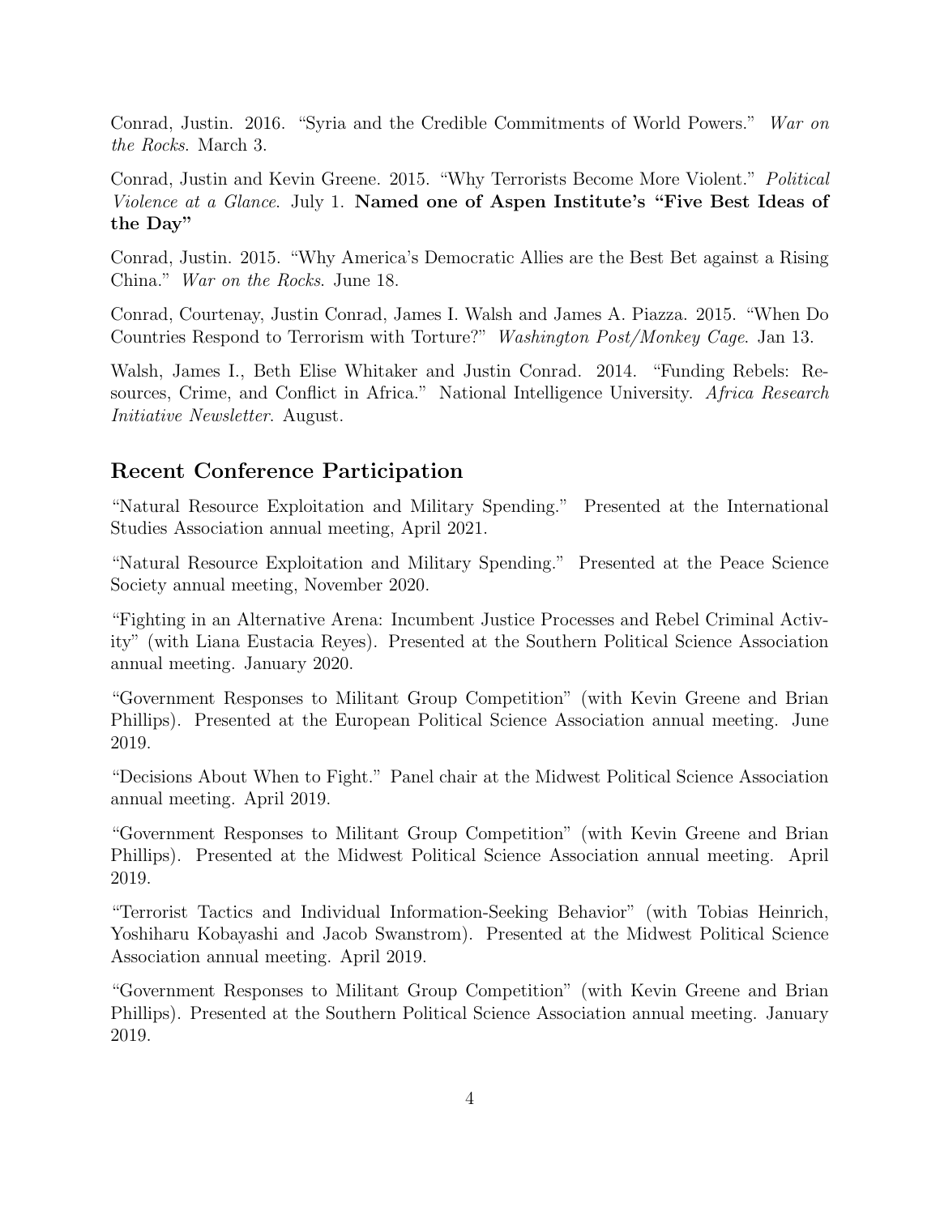Conrad, Justin. 2016. "Syria and the Credible Commitments of World Powers." *War on the Rocks*. March 3.

Conrad, Justin and Kevin Greene. 2015. "Why Terrorists Become More Violent." *Political Violence at a Glance*. July 1. **Named one of Aspen Institute's "Five Best Ideas of the Day"**

Conrad, Justin. 2015. "Why America's Democratic Allies are the Best Bet against a Rising China." *War on the Rocks*. June 18.

Conrad, Courtenay, Justin Conrad, James I. Walsh and James A. Piazza. 2015. "When Do Countries Respond to Terrorism with Torture?" *Washington Post/Monkey Cage*. Jan 13.

Walsh, James I., Beth Elise Whitaker and Justin Conrad. 2014. "Funding Rebels: Resources, Crime, and Conflict in Africa." National Intelligence University. *Africa Research Initiative Newsletter*. August.

## Recent Conference Participation

"Natural Resource Exploitation and Military Spending." Presented at the International Studies Association annual meeting, April 2021.

"Natural Resource Exploitation and Military Spending." Presented at the Peace Science Society annual meeting, November 2020.

"Fighting in an Alternative Arena: Incumbent Justice Processes and Rebel Criminal Activity" (with Liana Eustacia Reyes). Presented at the Southern Political Science Association annual meeting. January 2020.

"Government Responses to Militant Group Competition" (with Kevin Greene and Brian Phillips). Presented at the European Political Science Association annual meeting. June 2019.

"Decisions About When to Fight." Panel chair at the Midwest Political Science Association annual meeting. April 2019.

"Government Responses to Militant Group Competition" (with Kevin Greene and Brian Phillips). Presented at the Midwest Political Science Association annual meeting. April 2019.

"Terrorist Tactics and Individual Information-Seeking Behavior" (with Tobias Heinrich, Yoshiharu Kobayashi and Jacob Swanstrom). Presented at the Midwest Political Science Association annual meeting. April 2019.

"Government Responses to Militant Group Competition" (with Kevin Greene and Brian Phillips). Presented at the Southern Political Science Association annual meeting. January 2019.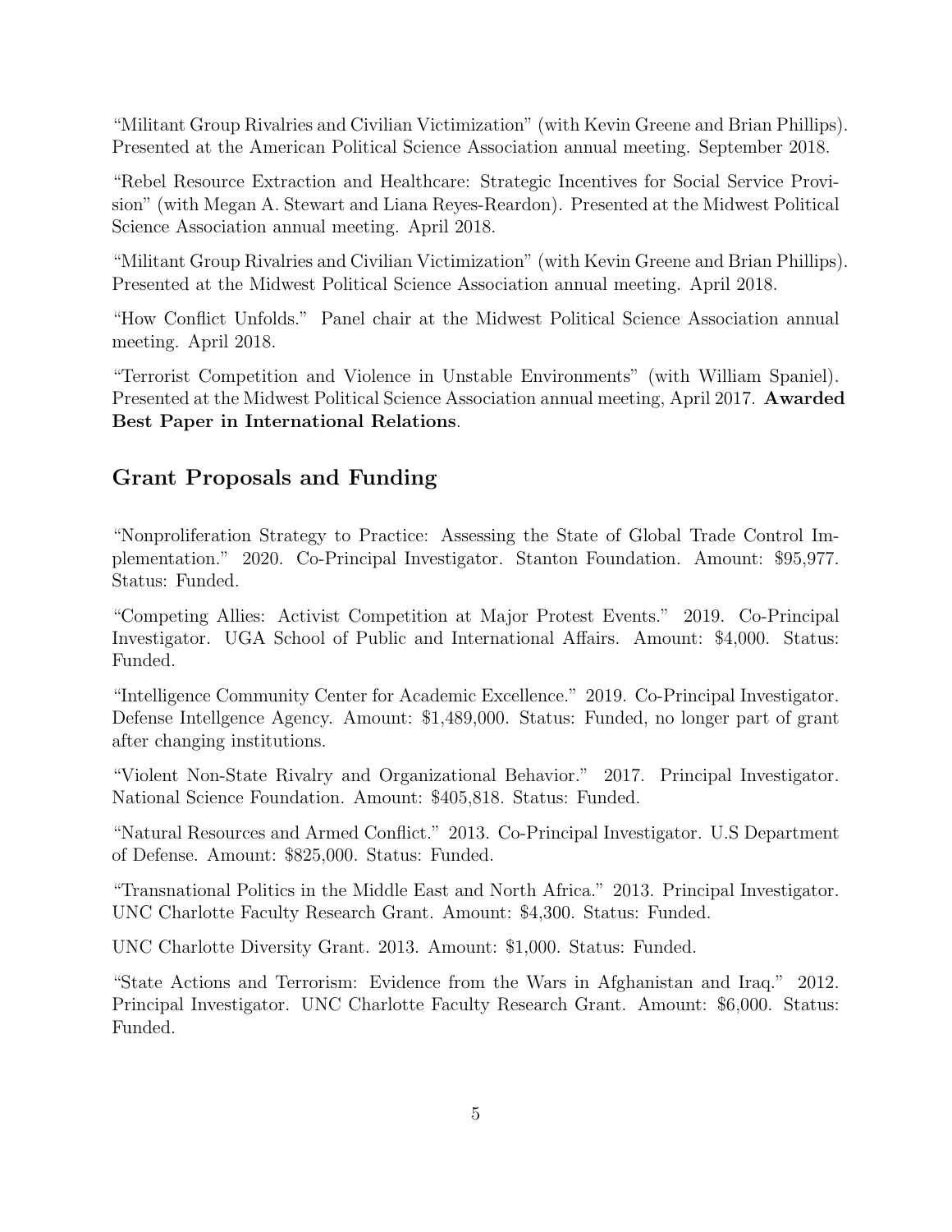"Militant Group Rivalries and Civilian Victimization" (with Kevin Greene and Brian Phillips). Presented at the American Political Science Association annual meeting. September 2018.

"Rebel Resource Extraction and Healthcare: Strategic Incentives for Social Service Provision" (with Megan A. Stewart and Liana Reyes-Reardon). Presented at the Midwest Political Science Association annual meeting. April 2018.

"Militant Group Rivalries and Civilian Victimization" (with Kevin Greene and Brian Phillips). Presented at the Midwest Political Science Association annual meeting. April 2018.

"How Conflict Unfolds." Panel chair at the Midwest Political Science Association annual meeting. April 2018.

"Terrorist Competition and Violence in Unstable Environments" (with William Spaniel). Presented at the Midwest Political Science Association annual meeting, April 2017. **Awarded Best Paper in International Relations**.

## Grant Proposals and Funding

"Nonproliferation Strategy to Practice: Assessing the State of Global Trade Control Implementation." 2020. Co-Principal Investigator. Stanton Foundation. Amount: $95,977. Status: Funded.

"Competing Allies: Activist Competition at Major Protest Events." 2019. Co-Principal Investigator. UGA School of Public and International Affairs. Amount: $4,000. Status: Funded.

"Intelligence Community Center for Academic Excellence." 2019. Co-Principal Investigator. Defense Intellgence Agency. Amount: $1,489,000. Status: Funded, no longer part of grant after changing institutions.

"Violent Non-State Rivalry and Organizational Behavior." 2017. Principal Investigator. National Science Foundation. Amount: $405,818. Status: Funded.

"Natural Resources and Armed Conflict." 2013. Co-Principal Investigator. U.S Department of Defense. Amount: $825,000. Status: Funded.

"Transnational Politics in the Middle East and North Africa." 2013. Principal Investigator. UNC Charlotte Faculty Research Grant. Amount: $4,300. Status: Funded.

UNC Charlotte Diversity Grant. 2013. Amount: $1,000. Status: Funded.

"State Actions and Terrorism: Evidence from the Wars in Afghanistan and Iraq." 2012. Principal Investigator. UNC Charlotte Faculty Research Grant. Amount: $6,000. Status: Funded.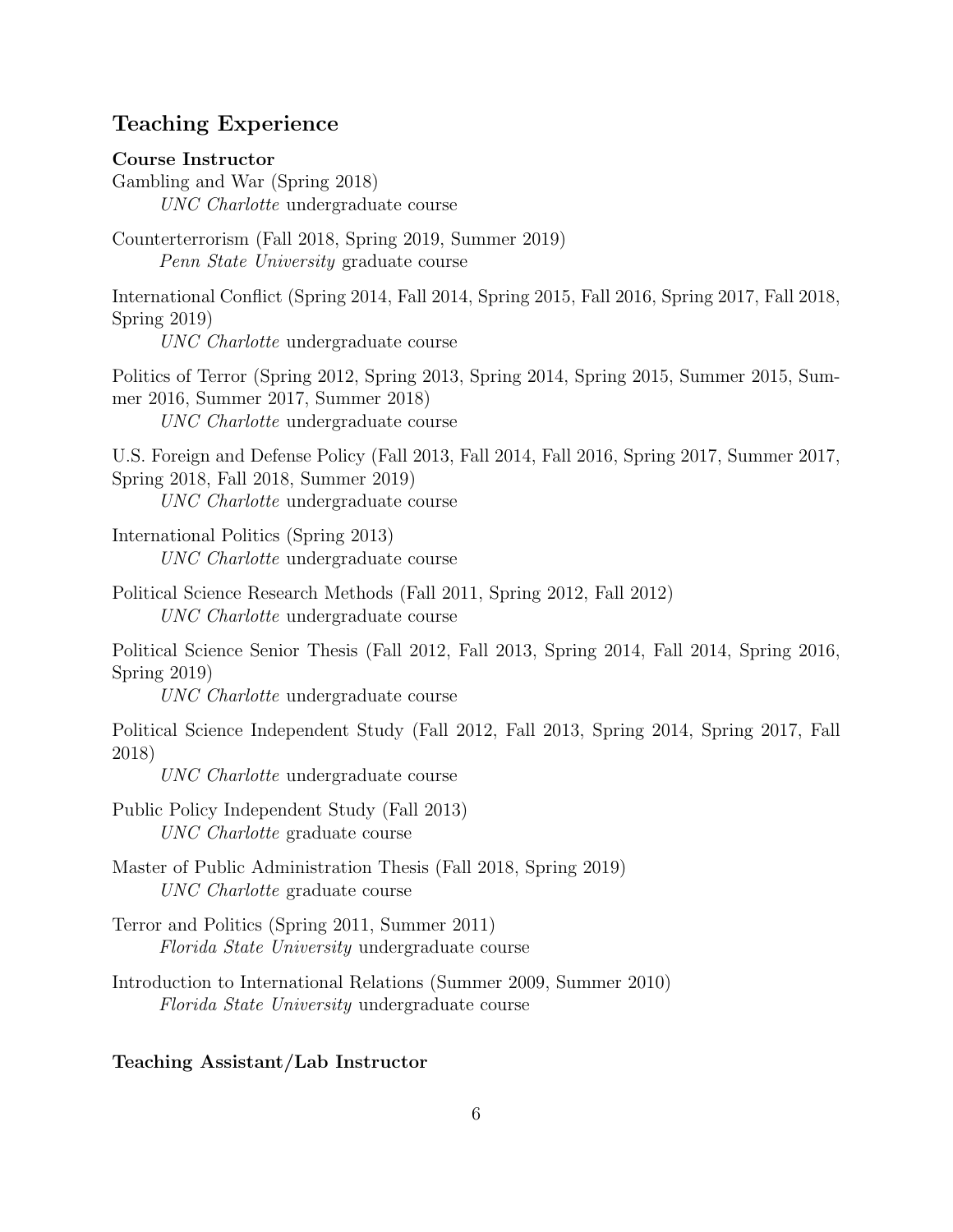## Teaching Experience

### Course Instructor

Gambling and War (Spring 2018)
*UNC Charlotte* undergraduate course

Counterterrorism (Fall 2018, Spring 2019, Summer 2019)
*Penn State University* graduate course

International Conflict (Spring 2014, Fall 2014, Spring 2015, Fall 2016, Spring 2017, Fall 2018, Spring 2019)
*UNC Charlotte* undergraduate course

Politics of Terror (Spring 2012, Spring 2013, Spring 2014, Spring 2015, Summer 2015, Summer 2016, Summer 2017, Summer 2018)
*UNC Charlotte* undergraduate course

U.S. Foreign and Defense Policy (Fall 2013, Fall 2014, Fall 2016, Spring 2017, Summer 2017, Spring 2018, Fall 2018, Summer 2019)
*UNC Charlotte* undergraduate course

International Politics (Spring 2013)
*UNC Charlotte* undergraduate course

Political Science Research Methods (Fall 2011, Spring 2012, Fall 2012)
*UNC Charlotte* undergraduate course

Political Science Senior Thesis (Fall 2012, Fall 2013, Spring 2014, Fall 2014, Spring 2016, Spring 2019)
*UNC Charlotte* undergraduate course

Political Science Independent Study (Fall 2012, Fall 2013, Spring 2014, Spring 2017, Fall 2018)
*UNC Charlotte* undergraduate course

Public Policy Independent Study (Fall 2013)
*UNC Charlotte* graduate course

Master of Public Administration Thesis (Fall 2018, Spring 2019)
*UNC Charlotte* graduate course

Terror and Politics (Spring 2011, Summer 2011)
*Florida State University* undergraduate course

Introduction to International Relations (Summer 2009, Summer 2010)
*Florida State University* undergraduate course

### Teaching Assistant/Lab Instructor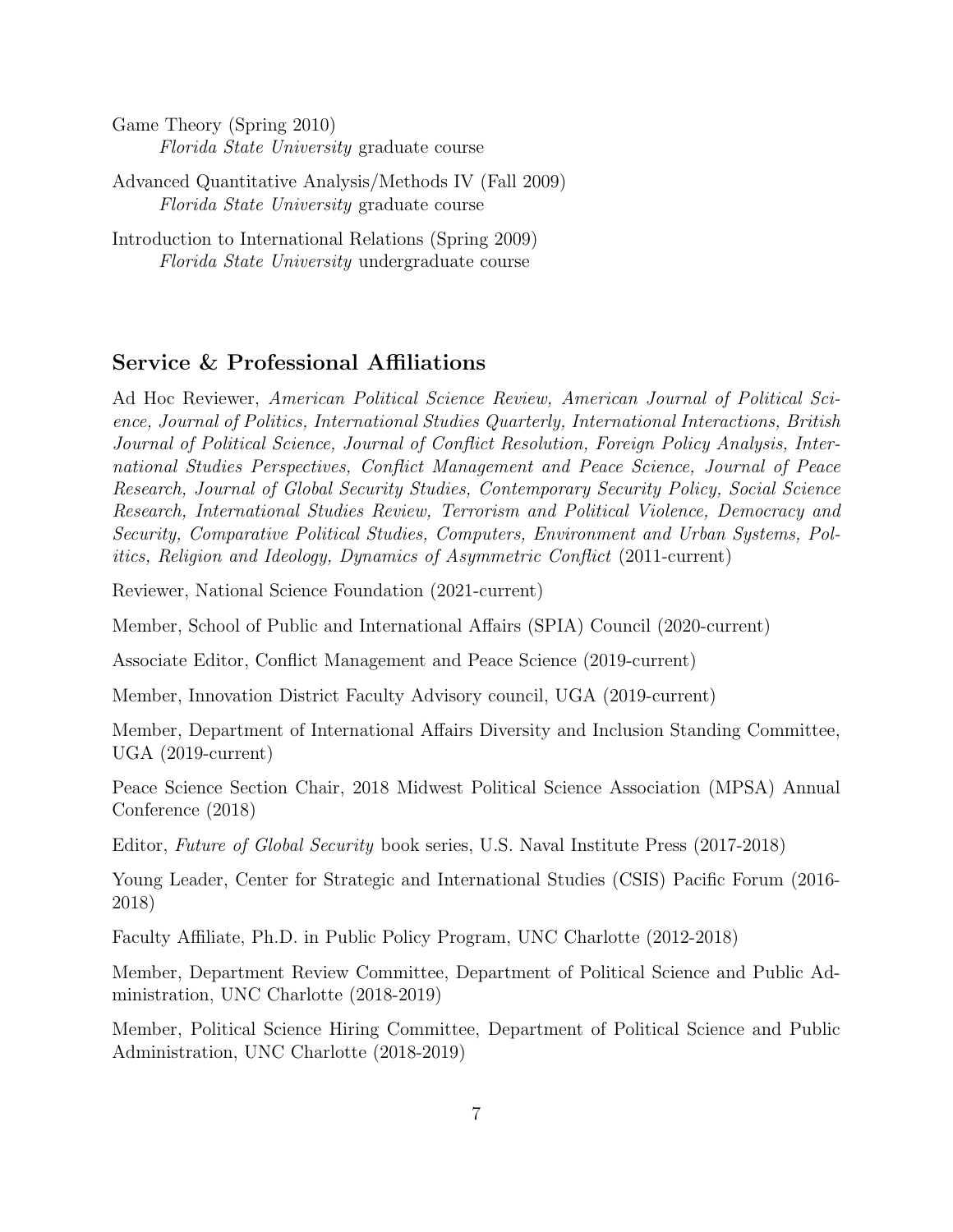Game Theory (Spring 2010)
*Florida State University* graduate course

Advanced Quantitative Analysis/Methods IV (Fall 2009)
*Florida State University* graduate course

Introduction to International Relations (Spring 2009)
*Florida State University* undergraduate course

## Service & Professional Affiliations

Ad Hoc Reviewer, *American Political Science Review, American Journal of Political Science, Journal of Politics, International Studies Quarterly, International Interactions, British Journal of Political Science, Journal of Conflict Resolution, Foreign Policy Analysis, International Studies Perspectives, Conflict Management and Peace Science, Journal of Peace Research, Journal of Global Security Studies, Contemporary Security Policy, Social Science Research, International Studies Review, Terrorism and Political Violence, Democracy and Security, Comparative Political Studies, Computers, Environment and Urban Systems, Politics, Religion and Ideology, Dynamics of Asymmetric Conflict* (2011-current)

Reviewer, National Science Foundation (2021-current)

Member, School of Public and International Affairs (SPIA) Council (2020-current)

Associate Editor, Conflict Management and Peace Science (2019-current)

Member, Innovation District Faculty Advisory council, UGA (2019-current)

Member, Department of International Affairs Diversity and Inclusion Standing Committee, UGA (2019-current)

Peace Science Section Chair, 2018 Midwest Political Science Association (MPSA) Annual Conference (2018)

Editor, *Future of Global Security* book series, U.S. Naval Institute Press (2017-2018)

Young Leader, Center for Strategic and International Studies (CSIS) Pacific Forum (2016-2018)

Faculty Affiliate, Ph.D. in Public Policy Program, UNC Charlotte (2012-2018)

Member, Department Review Committee, Department of Political Science and Public Administration, UNC Charlotte (2018-2019)

Member, Political Science Hiring Committee, Department of Political Science and Public Administration, UNC Charlotte (2018-2019)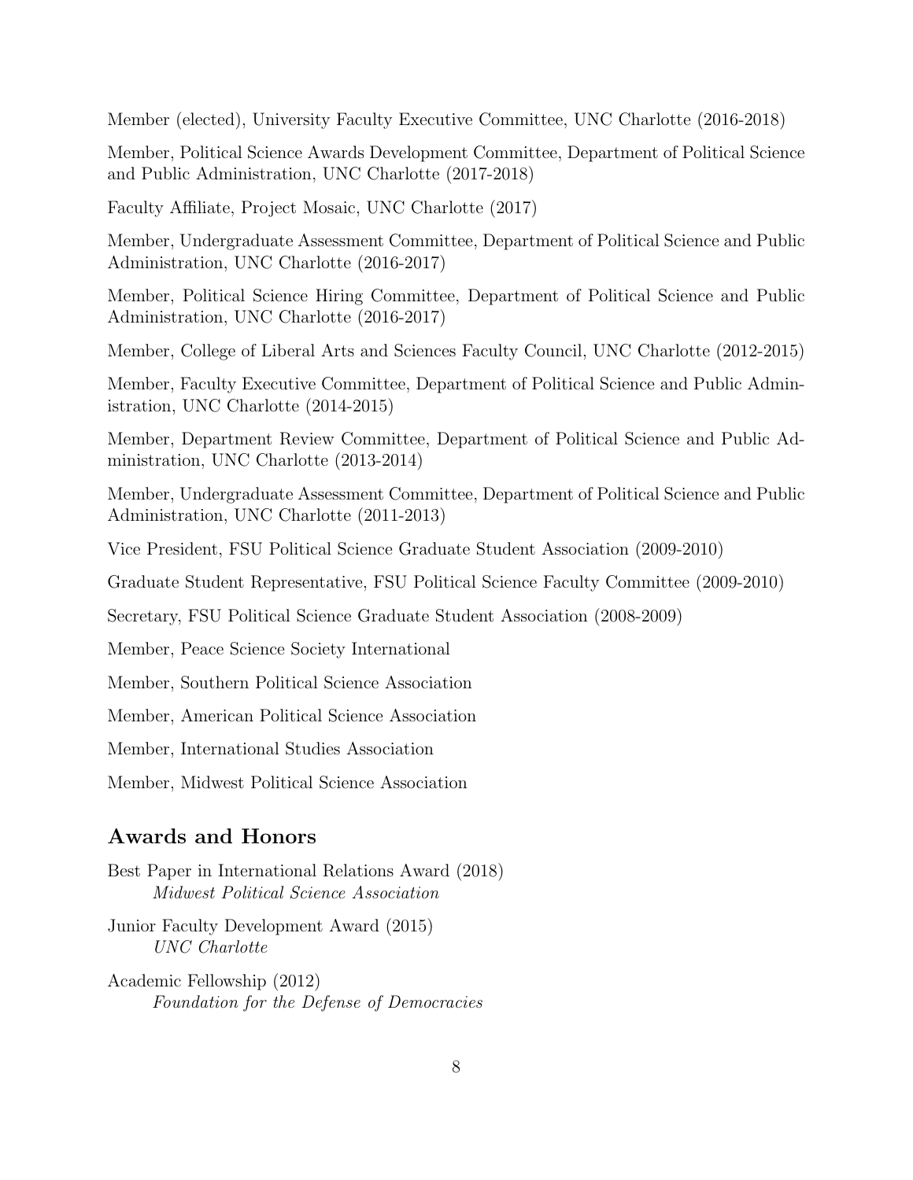Member (elected), University Faculty Executive Committee, UNC Charlotte (2016-2018)

Member, Political Science Awards Development Committee, Department of Political Science and Public Administration, UNC Charlotte (2017-2018)

Faculty Affiliate, Project Mosaic, UNC Charlotte (2017)

Member, Undergraduate Assessment Committee, Department of Political Science and Public Administration, UNC Charlotte (2016-2017)

Member, Political Science Hiring Committee, Department of Political Science and Public Administration, UNC Charlotte (2016-2017)

Member, College of Liberal Arts and Sciences Faculty Council, UNC Charlotte (2012-2015)

Member, Faculty Executive Committee, Department of Political Science and Public Administration, UNC Charlotte (2014-2015)

Member, Department Review Committee, Department of Political Science and Public Administration, UNC Charlotte (2013-2014)

Member, Undergraduate Assessment Committee, Department of Political Science and Public Administration, UNC Charlotte (2011-2013)

Vice President, FSU Political Science Graduate Student Association (2009-2010)

Graduate Student Representative, FSU Political Science Faculty Committee (2009-2010)

Secretary, FSU Political Science Graduate Student Association (2008-2009)

Member, Peace Science Society International

Member, Southern Political Science Association

Member, American Political Science Association

Member, International Studies Association

Member, Midwest Political Science Association

## Awards and Honors

Best Paper in International Relations Award (2018)
*Midwest Political Science Association*

Junior Faculty Development Award (2015)
*UNC Charlotte*

Academic Fellowship (2012)
*Foundation for the Defense of Democracies*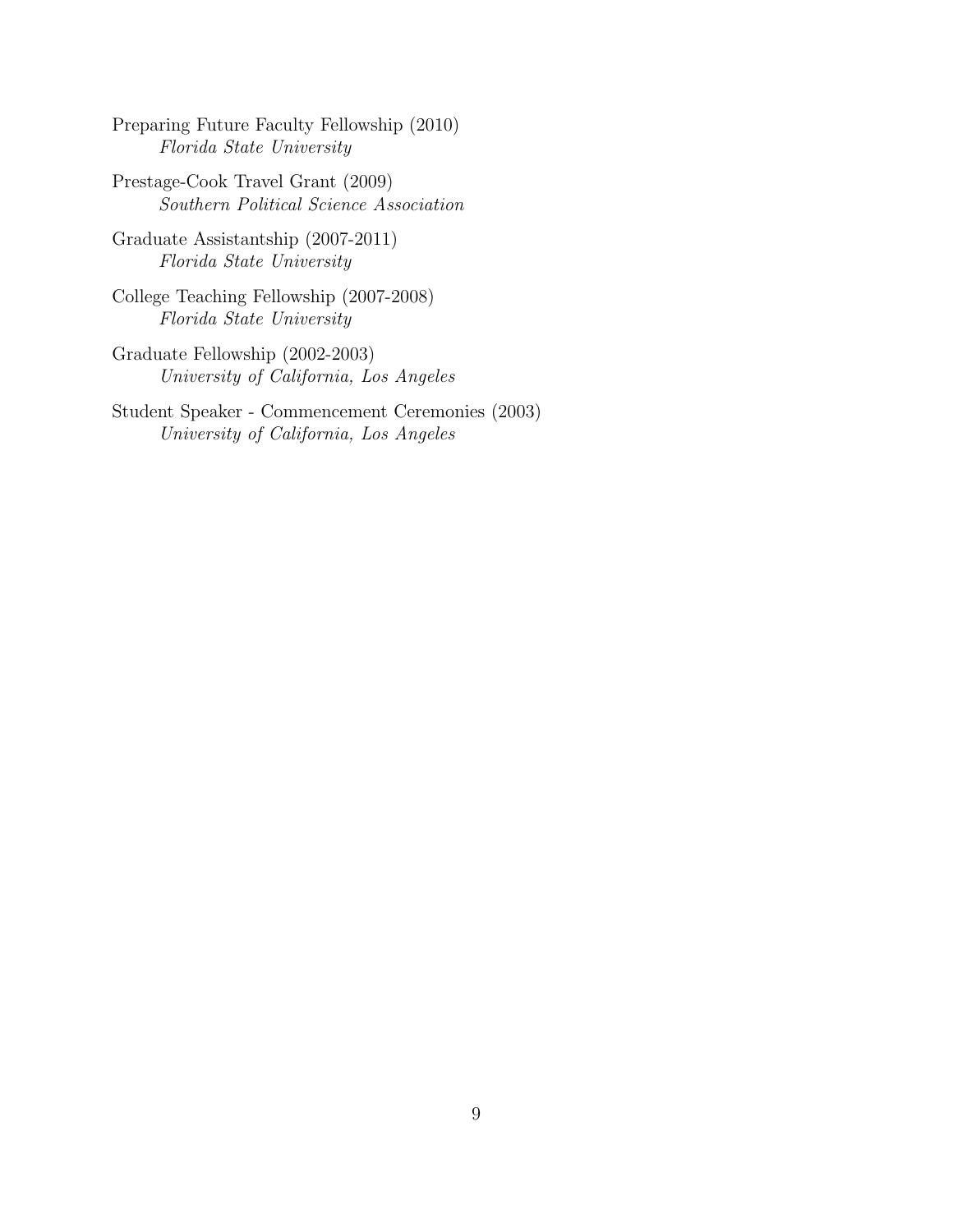Preparing Future Faculty Fellowship (2010)
  *Florida State University*

Prestage-Cook Travel Grant (2009)
  *Southern Political Science Association*

Graduate Assistantship (2007-2011)
  *Florida State University*

College Teaching Fellowship (2007-2008)
  *Florida State University*

Graduate Fellowship (2002-2003)
  *University of California, Los Angeles*

Student Speaker - Commencement Ceremonies (2003)
  *University of California, Los Angeles*